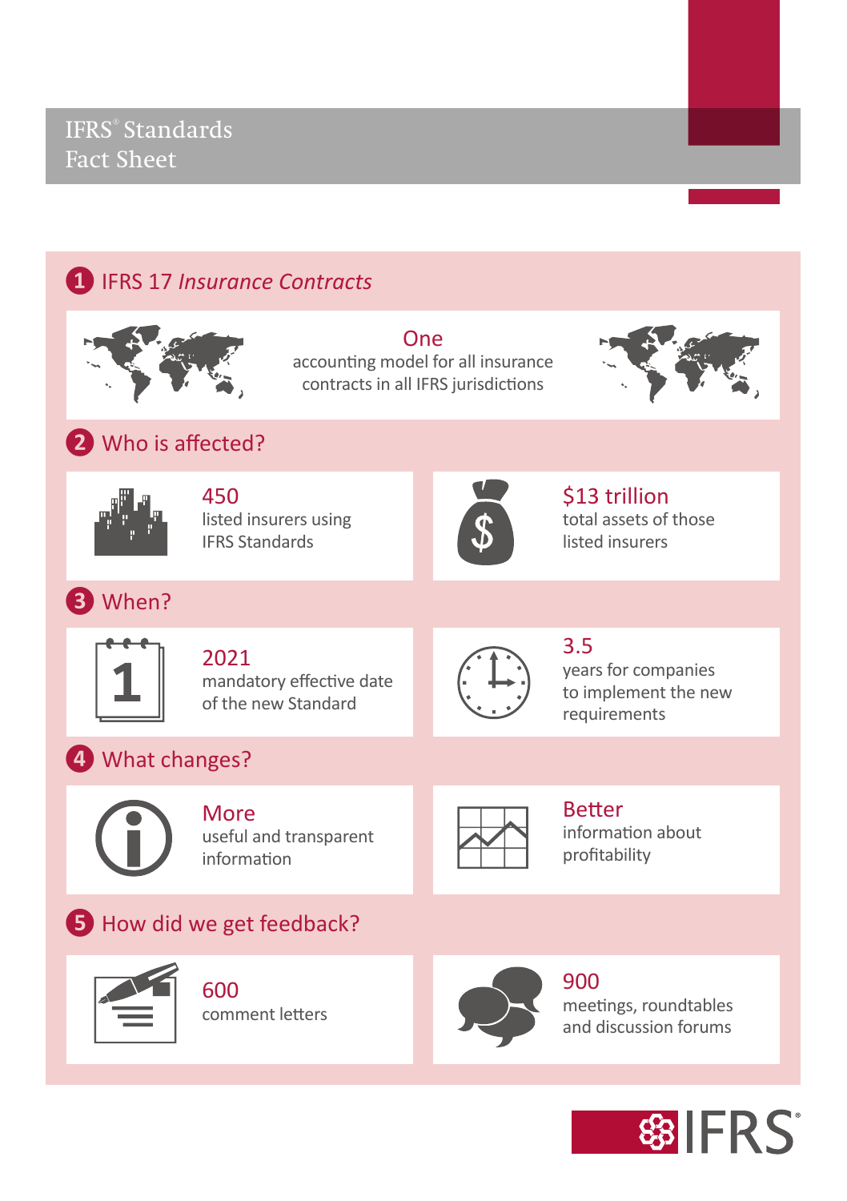# IFRS® Standards Fact Sheet

## 1 IFRS 17 *Insurance Contracts*

**One**
accounting model for all insurance contracts in all IFRS jurisdictions

## 2 Who is affected?

**450**
listed insurers using IFRS Standards

**$13 trillion**
total assets of those listed insurers

## 3 When?

**2021**
mandatory effective date of the new Standard

**3.5**
years for companies to implement the new requirements

## 4 What changes?

**More**
useful and transparent information

**Better**
information about profitability

## 5 How did we get feedback?

**600**
comment letters

**900**
meetings, roundtables and discussion forums

IFRS®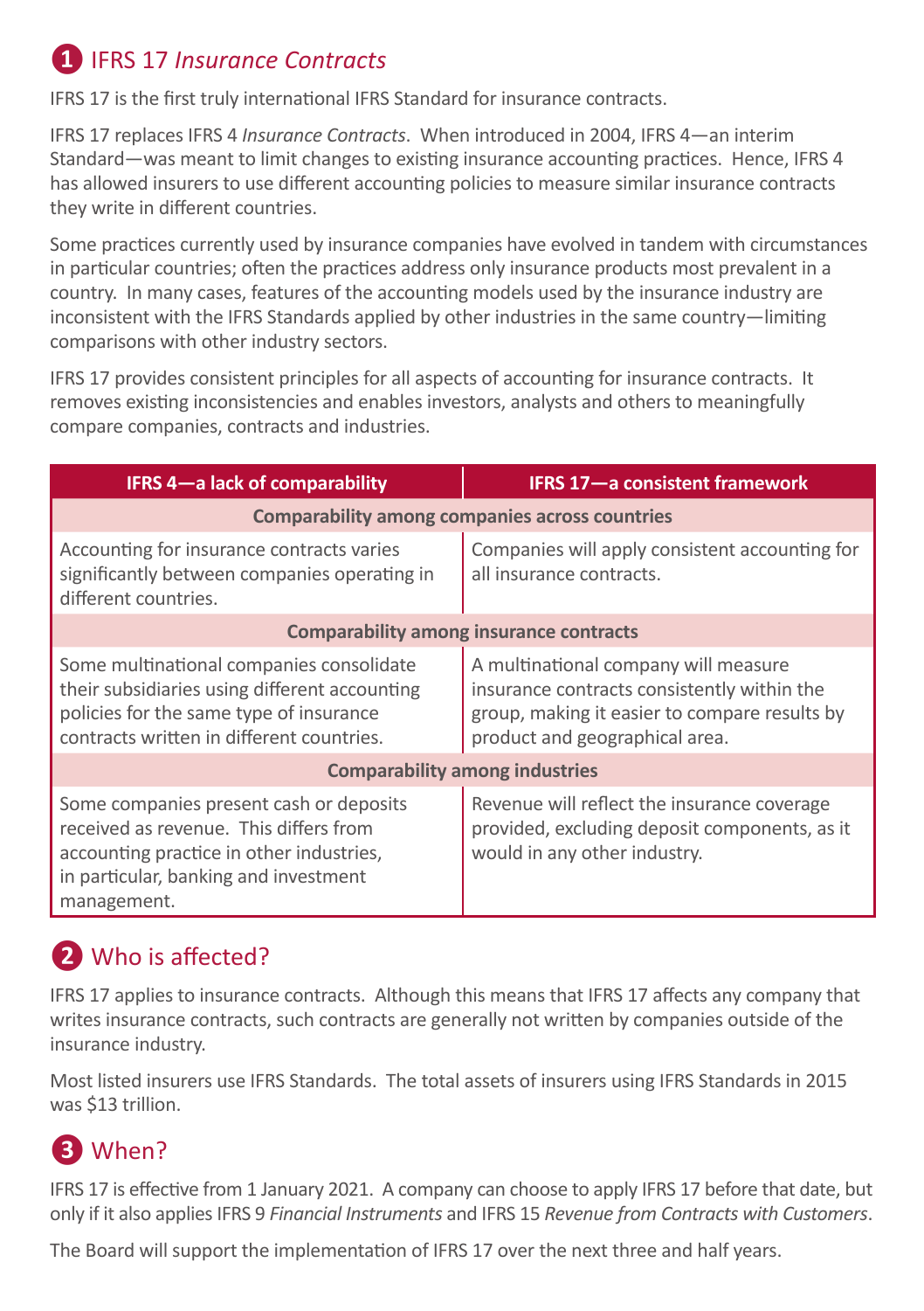## ❶ IFRS 17 *Insurance Contracts*

IFRS 17 is the first truly international IFRS Standard for insurance contracts.

IFRS 17 replaces IFRS 4 *Insurance Contracts*. When introduced in 2004, IFRS 4—an interim Standard—was meant to limit changes to existing insurance accounting practices. Hence, IFRS 4 has allowed insurers to use different accounting policies to measure similar insurance contracts they write in different countries.

Some practices currently used by insurance companies have evolved in tandem with circumstances in particular countries; often the practices address only insurance products most prevalent in a country. In many cases, features of the accounting models used by the insurance industry are inconsistent with the IFRS Standards applied by other industries in the same country—limiting comparisons with other industry sectors.

IFRS 17 provides consistent principles for all aspects of accounting for insurance contracts. It removes existing inconsistencies and enables investors, analysts and others to meaningfully compare companies, contracts and industries.

| IFRS 4—a lack of comparability | IFRS 17—a consistent framework |
|---|---|
| **Comparability among companies across countries** | |
| Accounting for insurance contracts varies significantly between companies operating in different countries. | Companies will apply consistent accounting for all insurance contracts. |
| **Comparability among insurance contracts** | |
| Some multinational companies consolidate their subsidiaries using different accounting policies for the same type of insurance contracts written in different countries. | A multinational company will measure insurance contracts consistently within the group, making it easier to compare results by product and geographical area. |
| **Comparability among industries** | |
| Some companies present cash or deposits received as revenue. This differs from accounting practice in other industries, in particular, banking and investment management. | Revenue will reflect the insurance coverage provided, excluding deposit components, as it would in any other industry. |

## ❷ Who is affected?

IFRS 17 applies to insurance contracts. Although this means that IFRS 17 affects any company that writes insurance contracts, such contracts are generally not written by companies outside of the insurance industry.

Most listed insurers use IFRS Standards. The total assets of insurers using IFRS Standards in 2015 was $13 trillion.

## ❸ When?

IFRS 17 is effective from 1 January 2021. A company can choose to apply IFRS 17 before that date, but only if it also applies IFRS 9 *Financial Instruments* and IFRS 15 *Revenue from Contracts with Customers*.

The Board will support the implementation of IFRS 17 over the next three and half years.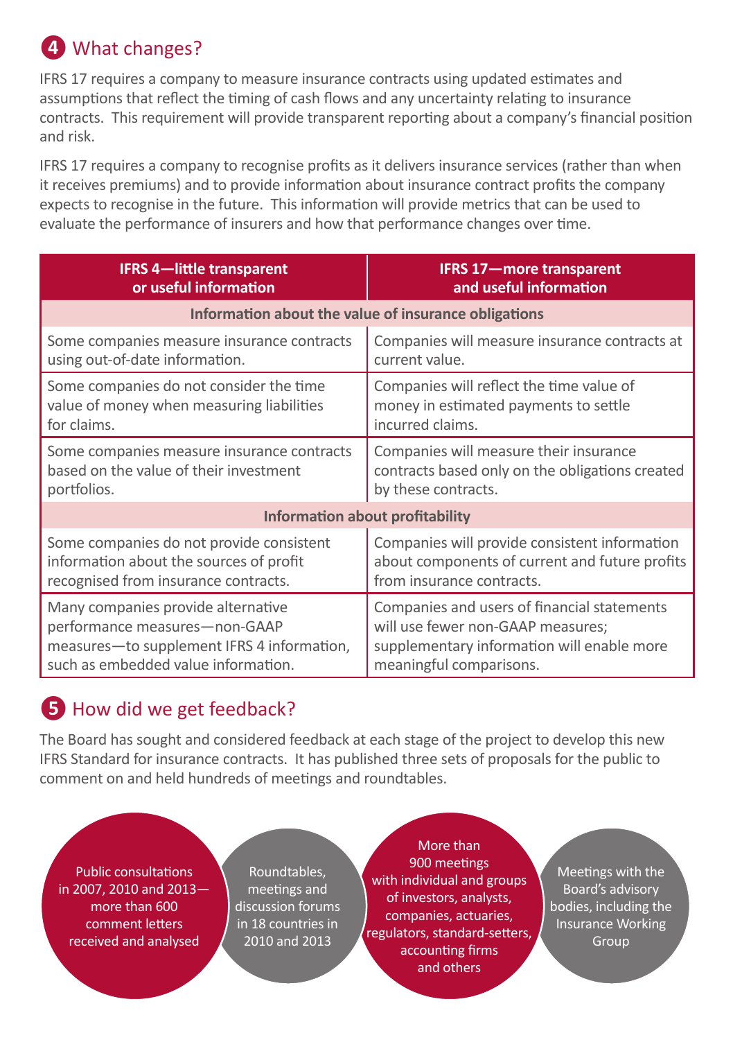## 4 What changes?

IFRS 17 requires a company to measure insurance contracts using updated estimates and assumptions that reflect the timing of cash flows and any uncertainty relating to insurance contracts. This requirement will provide transparent reporting about a company's financial position and risk.

IFRS 17 requires a company to recognise profits as it delivers insurance services (rather than when it receives premiums) and to provide information about insurance contract profits the company expects to recognise in the future. This information will provide metrics that can be used to evaluate the performance of insurers and how that performance changes over time.

| IFRS 4—little transparent or useful information | IFRS 17—more transparent and useful information |
|---|---|
| **Information about the value of insurance obligations** | |
| Some companies measure insurance contracts using out-of-date information. | Companies will measure insurance contracts at current value. |
| Some companies do not consider the time value of money when measuring liabilities for claims. | Companies will reflect the time value of money in estimated payments to settle incurred claims. |
| Some companies measure insurance contracts based on the value of their investment portfolios. | Companies will measure their insurance contracts based only on the obligations created by these contracts. |
| **Information about profitability** | |
| Some companies do not provide consistent information about the sources of profit recognised from insurance contracts. | Companies will provide consistent information about components of current and future profits from insurance contracts. |
| Many companies provide alternative performance measures—non-GAAP measures—to supplement IFRS 4 information, such as embedded value information. | Companies and users of financial statements will use fewer non-GAAP measures; supplementary information will enable more meaningful comparisons. |

## 5 How did we get feedback?

The Board has sought and considered feedback at each stage of the project to develop this new IFRS Standard for insurance contracts. It has published three sets of proposals for the public to comment on and held hundreds of meetings and roundtables.

Public consultations in 2007, 2010 and 2013—more than 600 comment letters received and analysed

Roundtables, meetings and discussion forums in 18 countries in 2010 and 2013

More than 900 meetings with individual and groups of investors, analysts, companies, actuaries, regulators, standard-setters, accounting firms and others

Meetings with the Board's advisory bodies, including the Insurance Working Group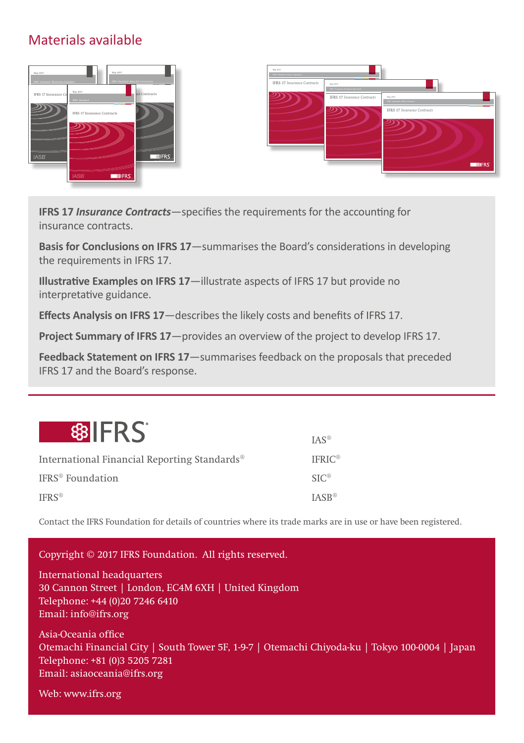## Materials available

**IFRS 17 *Insurance Contracts***—specifies the requirements for the accounting for insurance contracts.

**Basis for Conclusions on IFRS 17**—summarises the Board's considerations in developing the requirements in IFRS 17.

**Illustrative Examples on IFRS 17**—illustrate aspects of IFRS 17 but provide no interpretative guidance.

**Effects Analysis on IFRS 17**—describes the likely costs and benefits of IFRS 17.

**Project Summary of IFRS 17**—provides an overview of the project to develop IFRS 17.

**Feedback Statement on IFRS 17**—summarises feedback on the proposals that preceded IFRS 17 and the Board's response.

IFRS

International Financial Reporting Standards®

IFRS® Foundation

IFRS®

IAS®

IFRIC®

SIC®

IASB®

Contact the IFRS Foundation for details of countries where its trade marks are in use or have been registered.

Copyright © 2017 IFRS Foundation. All rights reserved.

International headquarters
30 Cannon Street | London, EC4M 6XH | United Kingdom
Telephone: +44 (0)20 7246 6410
Email: info@ifrs.org

Asia-Oceania office
Otemachi Financial City | South Tower 5F, 1-9-7 | Otemachi Chiyoda-ku | Tokyo 100-0004 | Japan
Telephone: +81 (0)3 5205 7281
Email: asiaoceania@ifrs.org

Web: www.ifrs.org